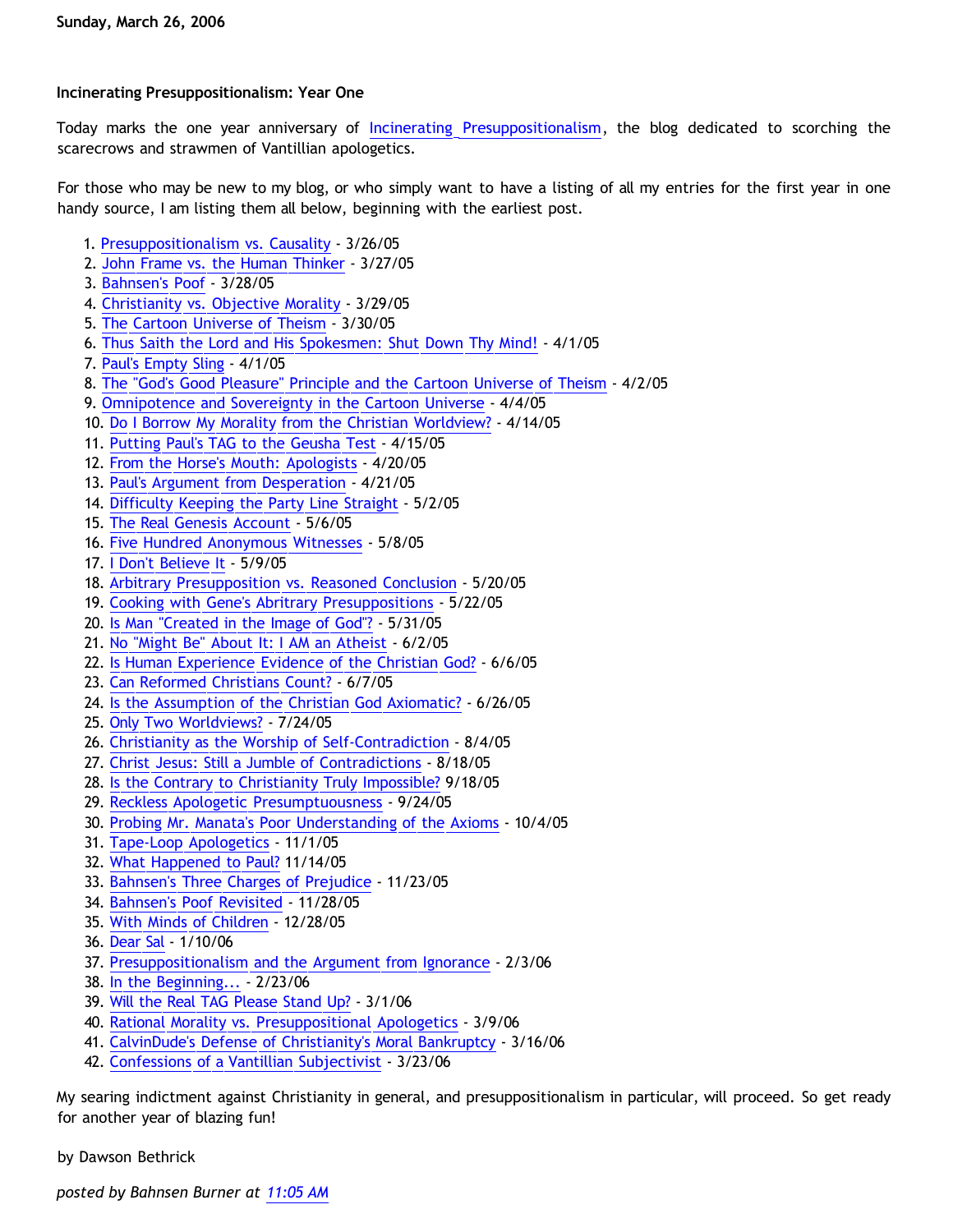Sunday, March 26, 2006

**Incinerating Presuppositionalism: Year One**

Today marks the one year anniversary of Incinerating Presuppositionalism, the blog dedicated to scorching the scarecrows and strawmen of Vantillian apologetics.

For those who may be new to my blog, or who simply want to have a listing of all my entries for the first year in one handy source, I am listing them all below, beginning with the earliest post.

1. Presuppositionalism vs. Causality - 3/26/05
2. John Frame vs. the Human Thinker - 3/27/05
3. Bahnsen's Poof - 3/28/05
4. Christianity vs. Objective Morality - 3/29/05
5. The Cartoon Universe of Theism - 3/30/05
6. Thus Saith the Lord and His Spokesmen: Shut Down Thy Mind! - 4/1/05
7. Paul's Empty Sling - 4/1/05
8. The "God's Good Pleasure" Principle and the Cartoon Universe of Theism - 4/2/05
9. Omnipotence and Sovereignty in the Cartoon Universe - 4/4/05
10. Do I Borrow My Morality from the Christian Worldview? - 4/14/05
11. Putting Paul's TAG to the Geusha Test - 4/15/05
12. From the Horse's Mouth: Apologists - 4/20/05
13. Paul's Argument from Desperation - 4/21/05
14. Difficulty Keeping the Party Line Straight - 5/2/05
15. The Real Genesis Account - 5/6/05
16. Five Hundred Anonymous Witnesses - 5/8/05
17. I Don't Believe It - 5/9/05
18. Arbitrary Presupposition vs. Reasoned Conclusion - 5/20/05
19. Cooking with Gene's Abritrary Presuppositions - 5/22/05
20. Is Man "Created in the Image of God"? - 5/31/05
21. No "Might Be" About It: I AM an Atheist - 6/2/05
22. Is Human Experience Evidence of the Christian God? - 6/6/05
23. Can Reformed Christians Count? - 6/7/05
24. Is the Assumption of the Christian God Axiomatic? - 6/26/05
25. Only Two Worldviews? - 7/24/05
26. Christianity as the Worship of Self-Contradiction - 8/4/05
27. Christ Jesus: Still a Jumble of Contradictions - 8/18/05
28. Is the Contrary to Christianity Truly Impossible? 9/18/05
29. Reckless Apologetic Presumptuousness - 9/24/05
30. Probing Mr. Manata's Poor Understanding of the Axioms - 10/4/05
31. Tape-Loop Apologetics - 11/1/05
32. What Happened to Paul? 11/14/05
33. Bahnsen's Three Charges of Prejudice - 11/23/05
34. Bahnsen's Poof Revisited - 11/28/05
35. With Minds of Children - 12/28/05
36. Dear Sal - 1/10/06
37. Presuppositionalism and the Argument from Ignorance - 2/3/06
38. In the Beginning... - 2/23/06
39. Will the Real TAG Please Stand Up? - 3/1/06
40. Rational Morality vs. Presuppositional Apologetics - 3/9/06
41. CalvinDude's Defense of Christianity's Moral Bankruptcy - 3/16/06
42. Confessions of a Vantillian Subjectivist - 3/23/06

My searing indictment against Christianity in general, and presuppositionalism in particular, will proceed. So get ready for another year of blazing fun!

by Dawson Bethrick

*posted by Bahnsen Burner at 11:05 AM*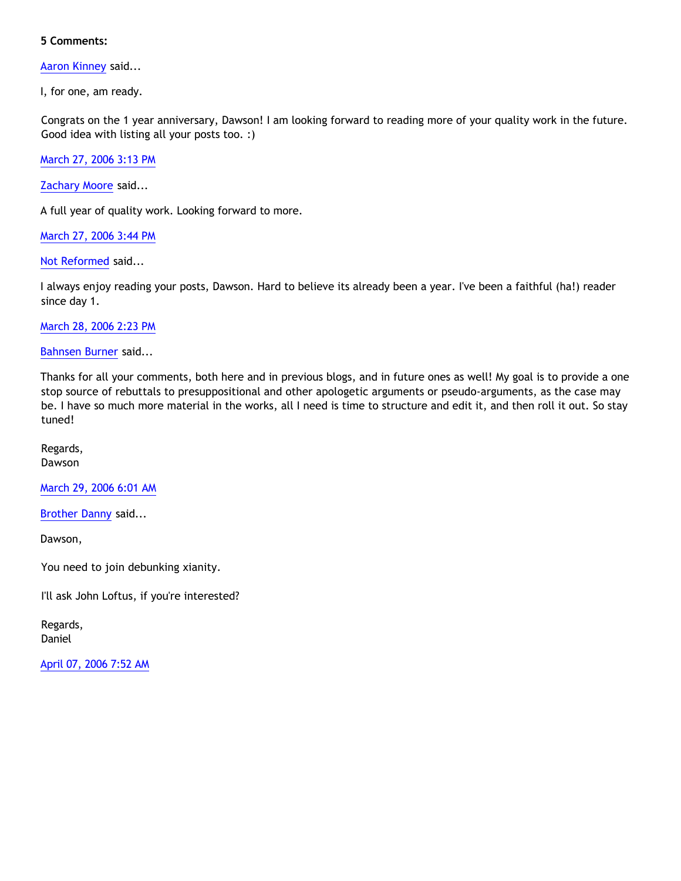**5 Comments:**

Aaron Kinney said...

I, for one, am ready.

Congrats on the 1 year anniversary, Dawson! I am looking forward to reading more of your quality work in the future. Good idea with listing all your posts too. :)

March 27, 2006 3:13 PM

Zachary Moore said...

A full year of quality work. Looking forward to more.

March 27, 2006 3:44 PM

Not Reformed said...

I always enjoy reading your posts, Dawson. Hard to believe its already been a year. I've been a faithful (ha!) reader since day 1.

March 28, 2006 2:23 PM

Bahnsen Burner said...

Thanks for all your comments, both here and in previous blogs, and in future ones as well! My goal is to provide a one stop source of rebuttals to presuppositional and other apologetic arguments or pseudo-arguments, as the case may be. I have so much more material in the works, all I need is time to structure and edit it, and then roll it out. So stay tuned!

Regards,
Dawson

March 29, 2006 6:01 AM

Brother Danny said...

Dawson,

You need to join debunking xianity.

I'll ask John Loftus, if you're interested?

Regards,
Daniel

April 07, 2006 7:52 AM